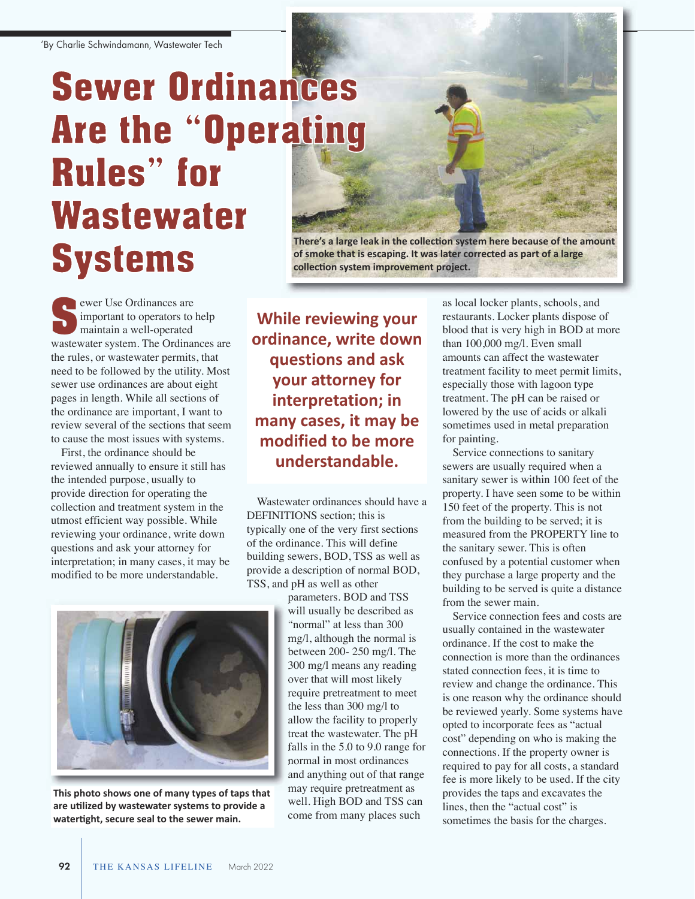'By Charlie Schwindamann, Wastewater Tech

# Sewer Ordinances Are the "Operating Rules" for Wastewater Systems

There's a large leak in the collection system here because of the amount of smoke that is escaping. It was later corrected as part of a large collection system improvement project.

Sewer Use Ordinances are important to operators to help maintain a well-operated wastewater system. The Ordinances are the rules, or wastewater permits, that need to be followed by the utility. Most sewer use ordinances are about eight pages in length. While all sections of the ordinance are important, I want to review several of the sections that seem to cause the most issues with systems.

First, the ordinance should be reviewed annually to ensure it still has the intended purpose, usually to provide direction for operating the collection and treatment system in the utmost efficient way possible. While reviewing your ordinance, write down questions and ask your attorney for interpretation; in many cases, it may be modified to be more understandable.

**While reviewing your ordinance, write down questions and ask your attorney for interpretation; in many cases, it may be modified to be more understandable.**

Wastewater ordinances should have a DEFINITIONS section; this is typically one of the very first sections of the ordinance. This will define building sewers, BOD, TSS as well as provide a description of normal BOD, TSS, and pH as well as other parameters. BOD and TSS will usually be described as "normal" at less than 300 mg/l, although the normal is between 200- 250 mg/l. The 300 mg/l means any reading over that will most likely require pretreatment to meet the less than 300 mg/l to allow the facility to properly treat the wastewater. The pH falls in the 5.0 to 9.0 range for normal in most ordinances and anything out of that range may require pretreatment as well. High BOD and TSS can come from many places such as local locker plants, schools, and restaurants. Locker plants dispose of blood that is very high in BOD at more than 100,000 mg/l. Even small amounts can affect the wastewater treatment facility to meet permit limits, especially those with lagoon type treatment. The pH can be raised or lowered by the use of acids or alkali sometimes used in metal preparation for painting.

This photo shows one of many types of taps that are utilized by wastewater systems to provide a watertight, secure seal to the sewer main.

Service connections to sanitary sewers are usually required when a sanitary sewer is within 100 feet of the property. I have seen some to be within 150 feet of the property. This is not from the building to be served; it is measured from the PROPERTY line to the sanitary sewer. This is often confused by a potential customer when they purchase a large property and the building to be served is quite a distance from the sewer main.

Service connection fees and costs are usually contained in the wastewater ordinance. If the cost to make the connection is more than the ordinances stated connection fees, it is time to review and change the ordinance. This is one reason why the ordinance should be reviewed yearly. Some systems have opted to incorporate fees as "actual cost" depending on who is making the connections. If the property owner is required to pay for all costs, a standard fee is more likely to be used. If the city provides the taps and excavates the lines, then the "actual cost" is sometimes the basis for the charges.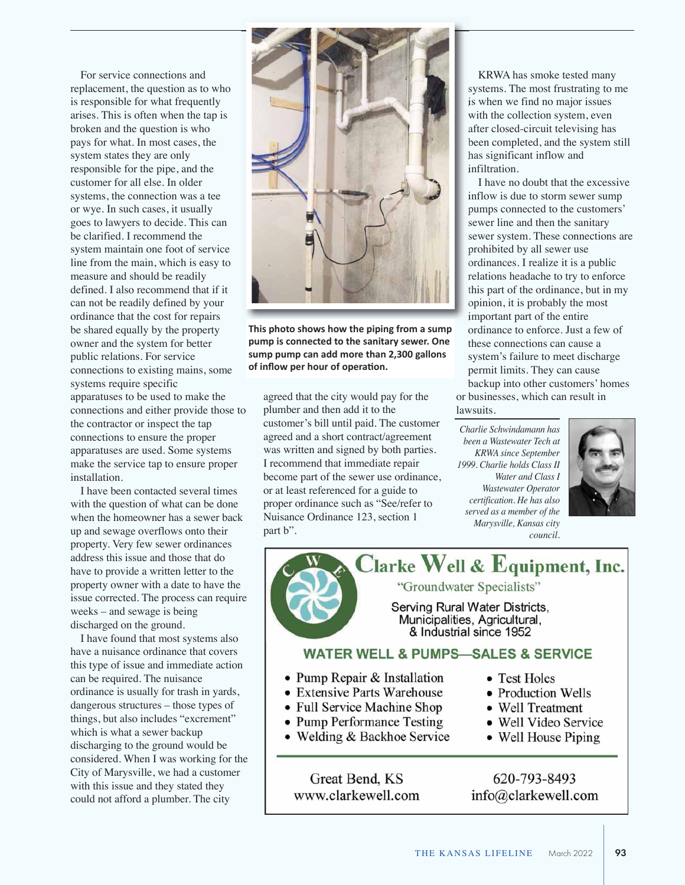For service connections and replacement, the question as to who is responsible for what frequently arises. This is often when the tap is broken and the question is who pays for what. In most cases, the system states they are only responsible for the pipe, and the customer for all else. In older systems, the connection was a tee or wye. In such cases, it usually goes to lawyers to decide. This can be clarified. I recommend the system maintain one foot of service line from the main, which is easy to measure and should be readily defined. I also recommend that if it can not be readily defined by your ordinance that the cost for repairs be shared equally by the property owner and the system for better public relations. For service connections to existing mains, some systems require specific apparatuses to be used to make the connections and either provide those to the contractor or inspect the tap connections to ensure the proper apparatuses are used. Some systems make the service tap to ensure proper installation.

I have been contacted several times with the question of what can be done when the homeowner has a sewer back up and sewage overflows onto their property. Very few sewer ordinances address this issue and those that do have to provide a written letter to the property owner with a date to have the issue corrected. The process can require weeks – and sewage is being discharged on the ground.

I have found that most systems also have a nuisance ordinance that covers this type of issue and immediate action can be required. The nuisance ordinance is usually for trash in yards, dangerous structures – those types of things, but also includes "excrement" which is what a sewer backup discharging to the ground would be considered. When I was working for the City of Marysville, we had a customer with this issue and they stated they could not afford a plumber. The city agreed that the city would pay for the plumber and then add it to the customer's bill until paid. The customer agreed and a short contract/agreement was written and signed by both parties. I recommend that immediate repair become part of the sewer use ordinance, or at least referenced for a guide to proper ordinance such as "See/refer to Nuisance Ordinance 123, section 1 part b".

**This photo shows how the piping from a sump pump is connected to the sanitary sewer. One sump pump can add more than 2,300 gallons of inflow per hour of operation.**

KRWA has smoke tested many systems. The most frustrating to me is when we find no major issues with the collection system, even after closed-circuit televising has been completed, and the system still has significant inflow and infiltration.

I have no doubt that the excessive inflow is due to storm sewer sump pumps connected to the customers' sewer line and then the sanitary sewer system. These connections are prohibited by all sewer use ordinances. I realize it is a public relations headache to try to enforce this part of the ordinance, but in my opinion, it is probably the most important part of the entire ordinance to enforce. Just a few of these connections can cause a system's failure to meet discharge permit limits. They can cause backup into other customers' homes or businesses, which can result in lawsuits.

*Charlie Schwindamann has been a Wastewater Tech at KRWA since September 1999. Charlie holds Class II Water and Class I Wastewater Operator certification. He has also served as a member of the Marysville, Kansas city council.*

**Clarke Well & Equipment, Inc.**

"Groundwater Specialists"

Serving Rural Water Districts, Municipalities, Agricultural, & Industrial since 1952

**WATER WELL & PUMPS—SALES & SERVICE**

- Pump Repair & Installation
- Extensive Parts Warehouse
- Full Service Machine Shop
- Pump Performance Testing
- Welding & Backhoe Service
- Test Holes
- Production Wells
- Well Treatment
- Well Video Service
- Well House Piping

Great Bend, KS
www.clarkewell.com

620-793-8493
info@clarkewell.com